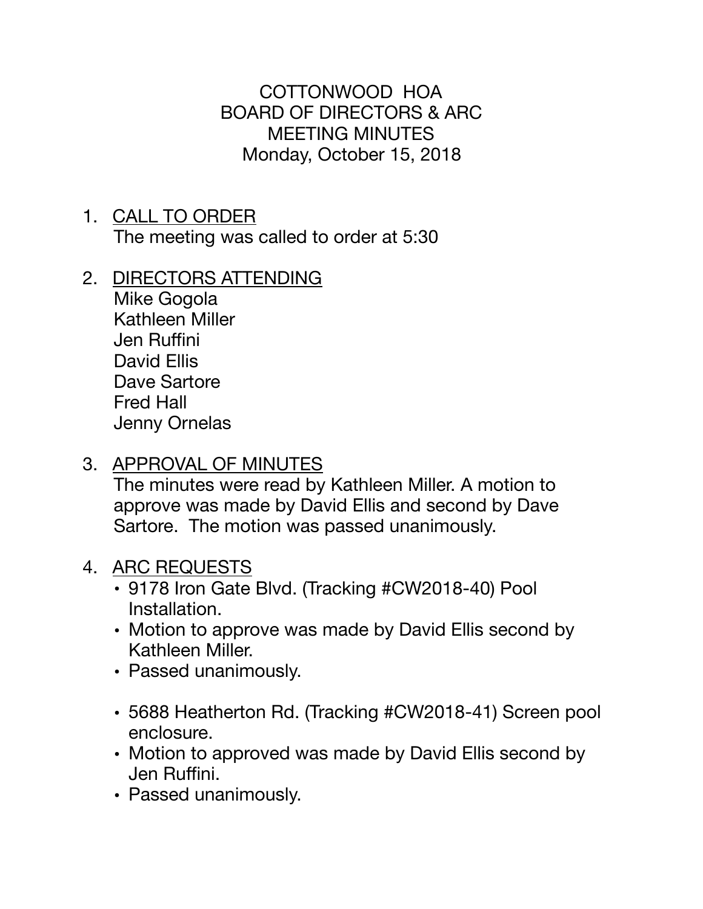# COTTONWOOD HOA
## BOARD OF DIRECTORS & ARC
## MEETING MINUTES
### Monday, October 15, 2018

1. CALL TO ORDER
   The meeting was called to order at 5:30

2. DIRECTORS ATTENDING
   Mike Gogola
   Kathleen Miller
   Jen Ruffini
   David Ellis
   Dave Sartore
   Fred Hall
   Jenny Ornelas

3. APPROVAL OF MINUTES
   The minutes were read by Kathleen Miller. A motion to approve was made by David Ellis and second by Dave Sartore. The motion was passed unanimously.

4. ARC REQUESTS
   - 9178 Iron Gate Blvd. (Tracking #CW2018-40) Pool Installation.
   - Motion to approve was made by David Ellis second by Kathleen Miller.
   - Passed unanimously.

   - 5688 Heatherton Rd. (Tracking #CW2018-41) Screen pool enclosure.
   - Motion to approved was made by David Ellis second by Jen Ruffini.
   - Passed unanimously.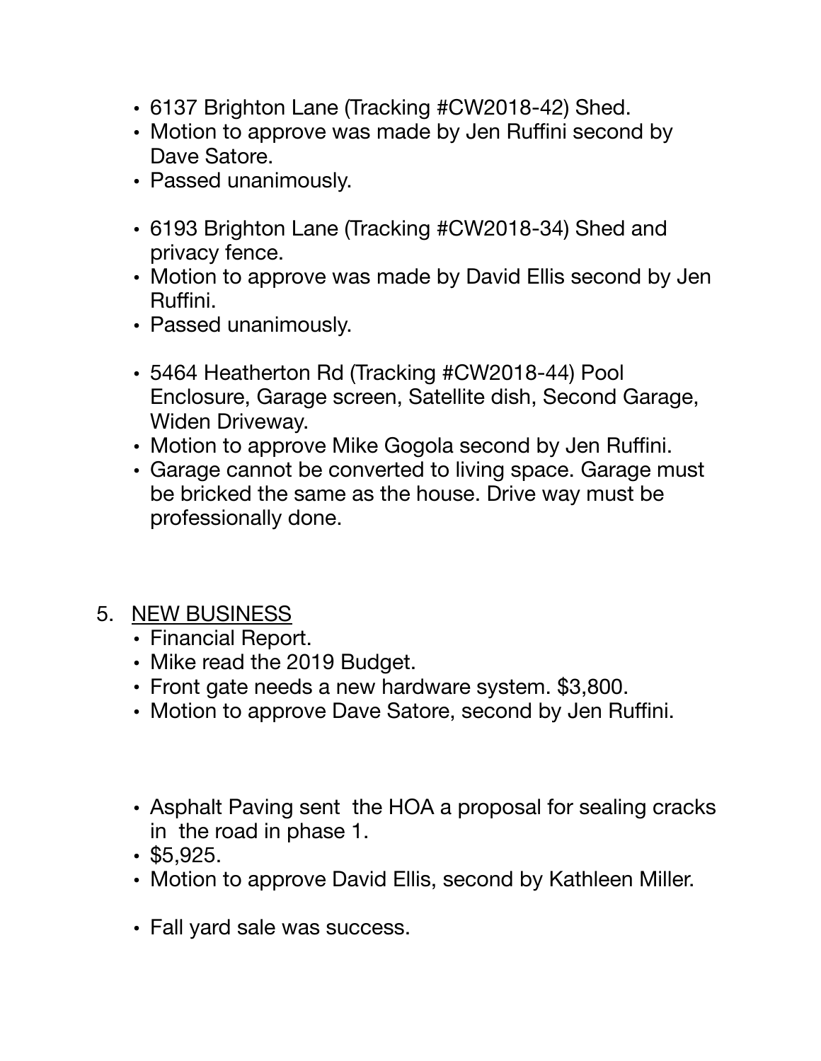- 6137 Brighton Lane (Tracking #CW2018-42) Shed.
- Motion to approve was made by Jen Ruffini second by Dave Satore.
- Passed unanimously.

- 6193 Brighton Lane (Tracking #CW2018-34) Shed and privacy fence.
- Motion to approve was made by David Ellis second by Jen Ruffini.
- Passed unanimously.

- 5464 Heatherton Rd (Tracking #CW2018-44) Pool Enclosure, Garage screen, Satellite dish, Second Garage, Widen Driveway.
- Motion to approve Mike Gogola second by Jen Ruffini.
- Garage cannot be converted to living space. Garage must be bricked the same as the house. Drive way must be professionally done.

5. <u>NEW BUSINESS</u>
   - Financial Report.
   - Mike read the 2019 Budget.
   - Front gate needs a new hardware system. $3,800.
   - Motion to approve Dave Satore, second by Jen Ruffini.

   - Asphalt Paving sent the HOA a proposal for sealing cracks in the road in phase 1.
   - $5,925.
   - Motion to approve David Ellis, second by Kathleen Miller.

   - Fall yard sale was success.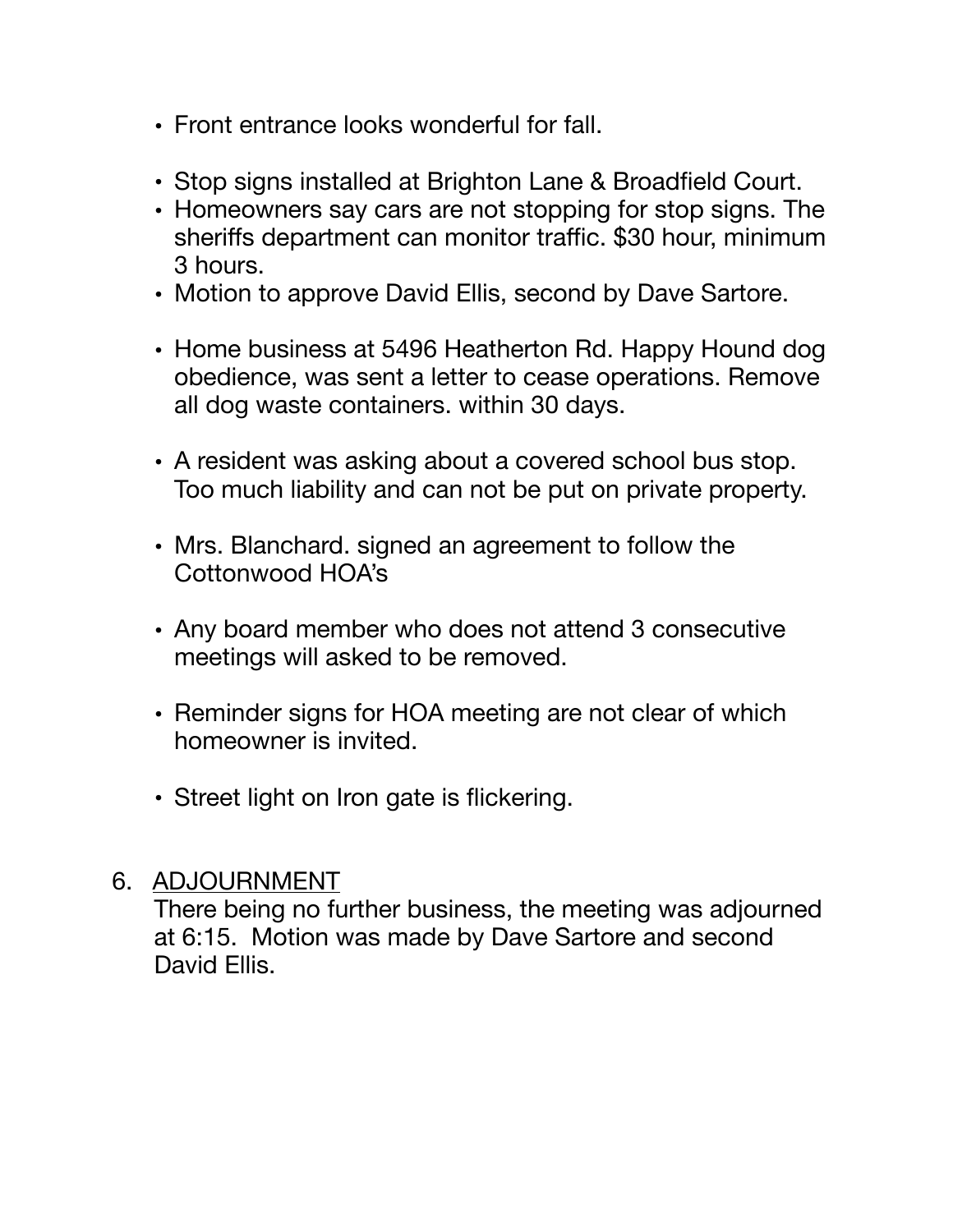- Front entrance looks wonderful for fall.

- Stop signs installed at Brighton Lane & Broadfield Court.
- Homeowners say cars are not stopping for stop signs. The sheriffs department can monitor traffic. $30 hour, minimum 3 hours.
- Motion to approve David Ellis, second by Dave Sartore.

- Home business at 5496 Heatherton Rd. Happy Hound dog obedience, was sent a letter to cease operations. Remove all dog waste containers. within 30 days.

- A resident was asking about a covered school bus stop. Too much liability and can not be put on private property.

- Mrs. Blanchard. signed an agreement to follow the Cottonwood HOA's

- Any board member who does not attend 3 consecutive meetings will asked to be removed.

- Reminder signs for HOA meeting are not clear of which homeowner is invited.

- Street light on Iron gate is flickering.

6. <u>ADJOURNMENT</u>

   There being no further business, the meeting was adjourned at 6:15. Motion was made by Dave Sartore and second David Ellis.